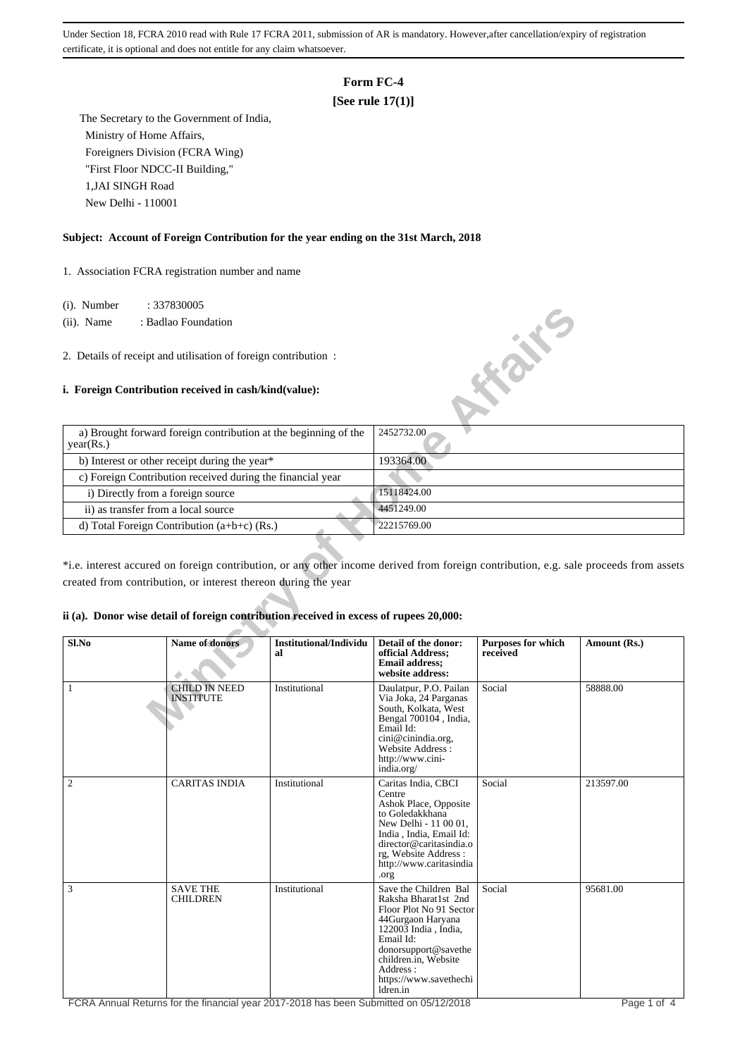Under Section 18, FCRA 2010 read with Rule 17 FCRA 2011, submission of AR is mandatory. However,after cancellation/expiry of registration certificate, it is optional and does not entitle for any claim whatsoever.

# Form FC-4

**[See rule 17(1)]**

The Secretary to the Government of India,
Ministry of Home Affairs,
Foreigners Division (FCRA Wing)
"First Floor NDCC-II Building,"
1,JAI SINGH Road
New Delhi - 110001

**Subject: Account of Foreign Contribution for the year ending on the 31st March, 2018**

1. Association FCRA registration number and name

(i). Number : 337830005

(ii). Name : Badlao Foundation

2. Details of receipt and utilisation of foreign contribution :

**i. Foreign Contribution received in cash/kind(value):**

| | |
|---|---|
| a) Brought forward foreign contribution at the beginning of the year(Rs.) | 2452732.00 |
| b) Interest or other receipt during the year* | 193364.00 |
| c) Foreign Contribution received during the financial year | |
| i) Directly from a foreign source | 15118424.00 |
| ii) as transfer from a local source | 4451249.00 |
| d) Total Foreign Contribution (a+b+c) (Rs.) | 22215769.00 |

*i.e. interest accured on foreign contribution, or any other income derived from foreign contribution, e.g. sale proceeds from assets created from contribution, or interest thereon during the year

**ii (a). Donor wise detail of foreign contribution received in excess of rupees 20,000:**

| Sl.No | Name of donors | Institutional/Individual | Detail of the donor: official Address; Email address; website address: | Purposes for which received | Amount (Rs.) |
|---|---|---|---|---|---|
| 1 | CHILD IN NEED INSTITUTE | Institutional | Daulatpur, P.O. Pailan Via Joka, 24 Parganas South, Kolkata, West Bengal 700104 , India, Email Id: cini@cinindia.org, Website Address : http://www.cini-india.org/ | Social | 58888.00 |
| 2 | CARITAS INDIA | Institutional | Caritas India, CBCI Centre Ashok Place, Opposite to Goledakkhana New Delhi - 11 00 01, India , India, Email Id: director@caritasindia.org, Website Address : http://www.caritasindia.org | Social | 213597.00 |
| 3 | SAVE THE CHILDREN | Institutional | Save the Children Bal Raksha Bharat1st 2nd Floor Plot No 91 Sector 44Gurgaon Haryana 122003 India , India, Email Id: donorsupport@savethechildren.in, Website Address : https://www.savethechildren.in | Social | 95681.00 |

FCRA Annual Returns for the financial year 2017-2018 has been Submitted on 05/12/2018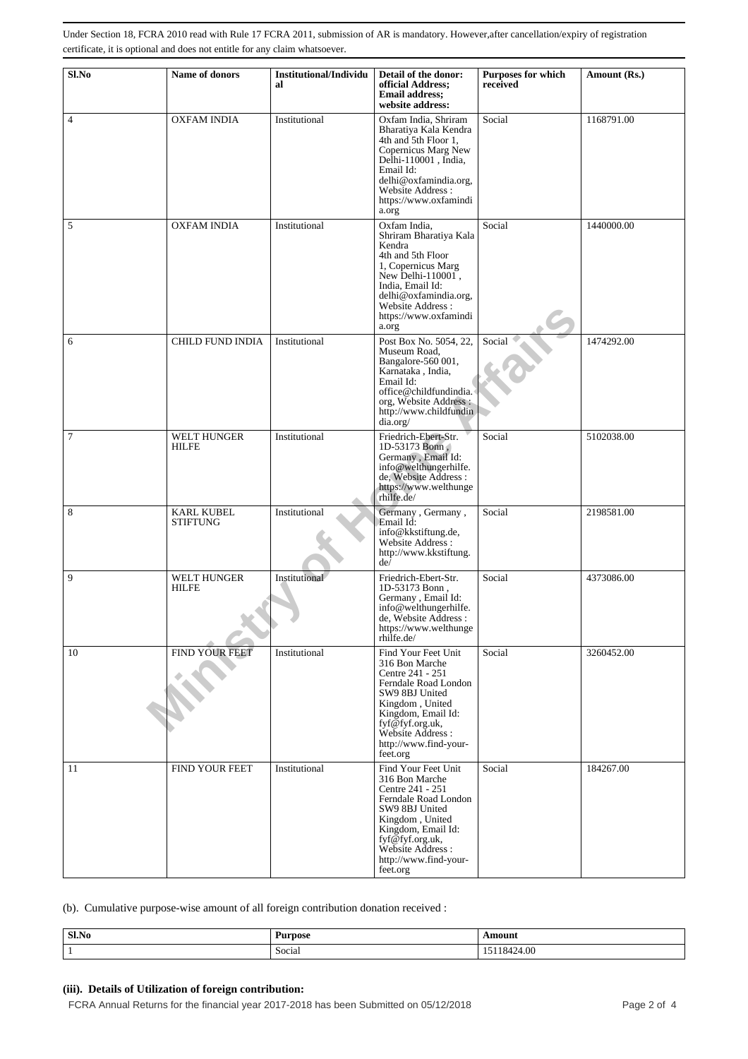Under Section 18, FCRA 2010 read with Rule 17 FCRA 2011, submission of AR is mandatory. However,after cancellation/expiry of registration certificate, it is optional and does not entitle for any claim whatsoever.

| Sl.No | Name of donors | Institutional/Individual | Detail of the donor: official Address; Email address; website address: | Purposes for which received | Amount (Rs.) |
|---|---|---|---|---|---|
| 4 | OXFAM INDIA | Institutional | Oxfam India, Shriram Bharatiya Kala Kendra 4th and 5th Floor 1, Copernicus Marg New Delhi-110001 , India, Email Id: delhi@oxfamindia.org, Website Address : https://www.oxfamindia.org | Social | 1168791.00 |
| 5 | OXFAM INDIA | Institutional | Oxfam India, Shriram Bharatiya Kala Kendra 4th and 5th Floor 1, Copernicus Marg New Delhi-110001 , India, Email Id: delhi@oxfamindia.org, Website Address : https://www.oxfamindia.org | Social | 1440000.00 |
| 6 | CHILD FUND INDIA | Institutional | Post Box No. 5054, 22, Museum Road, Bangalore-560 001, Karnataka , India, Email Id: office@childfundindia.org, Website Address : http://www.childfundindia.org/ | Social | 1474292.00 |
| 7 | WELT HUNGER HILFE | Institutional | Friedrich-Ebert-Str. 1D-53173 Bonn , Germany , Email Id: info@welthungerhilfe.de, Website Address : https://www.welthungerhilfe.de/ | Social | 5102038.00 |
| 8 | KARL KUBEL STIFTUNG | Institutional | Germany , Germany , Email Id: info@kkstiftung.de, Website Address : http://www.kkstiftung.de/ | Social | 2198581.00 |
| 9 | WELT HUNGER HILFE | Institutional | Friedrich-Ebert-Str. 1D-53173 Bonn , Germany , Email Id: info@welthungerhilfe.de, Website Address : https://www.welthungerhilfe.de/ | Social | 4373086.00 |
| 10 | FIND YOUR FEET | Institutional | Find Your Feet Unit 316 Bon Marche Centre 241 - 251 Ferndale Road London SW9 8BJ United Kingdom , United Kingdom, Email Id: fyf@fyf.org.uk, Website Address : http://www.find-your-feet.org | Social | 3260452.00 |
| 11 | FIND YOUR FEET | Institutional | Find Your Feet Unit 316 Bon Marche Centre 241 - 251 Ferndale Road London SW9 8BJ United Kingdom , United Kingdom, Email Id: fyf@fyf.org.uk, Website Address : http://www.find-your-feet.org | Social | 184267.00 |

(b). Cumulative purpose-wise amount of all foreign contribution donation received :

| Sl.No | Purpose | Amount |
|---|---|---|
| 1 | Social | 15118424.00 |

### (iii). Details of Utilization of foreign contribution:

FCRA Annual Returns for the financial year 2017-2018 has been Submitted on 05/12/2018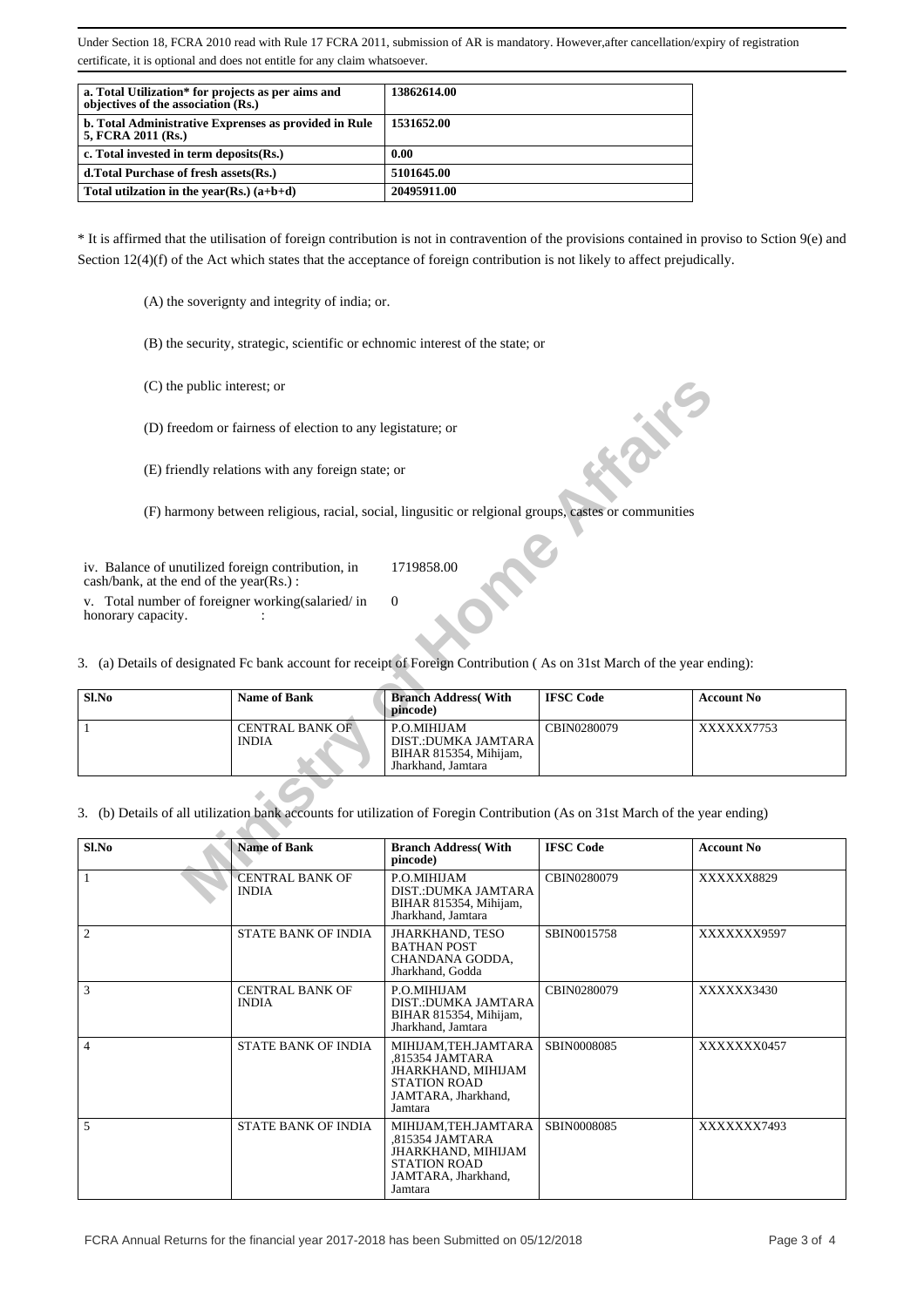Under Section 18, FCRA 2010 read with Rule 17 FCRA 2011, submission of AR is mandatory. However,after cancellation/expiry of registration certificate, it is optional and does not entitle for any claim whatsoever.

| | |
|---|---|
| **a. Total Utilization* for projects as per aims and objectives of the association (Rs.)** | **13862614.00** |
| **b. Total Administrative Exprenses as provided in Rule 5, FCRA 2011 (Rs.)** | **1531652.00** |
| **c. Total invested in term deposits(Rs.)** | **0.00** |
| **d.Total Purchase of fresh assets(Rs.)** | **5101645.00** |
| **Total utilzation in the year(Rs.) (a+b+d)** | **20495911.00** |

* It is affirmed that the utilisation of foreign contribution is not in contravention of the provisions contained in proviso to Sction 9(e) and Section 12(4)(f) of the Act which states that the acceptance of foreign contribution is not likely to affect prejudically.

(A) the soverignty and integrity of india; or.

(B) the security, strategic, scientific or echnomic interest of the state; or

(C) the public interest; or

(D) freedom or fairness of election to any legistature; or

(E) friendly relations with any foreign state; or

(F) harmony between religious, racial, social, lingusitic or relgional groups, castes or communities

iv. Balance of unutilized foreign contribution, in cash/bank, at the end of the year(Rs.) : 1719858.00

v. Total number of foreigner working(salaried/ in honorary capacity. : 0

3. (a) Details of designated Fc bank account for receipt of Foreign Contribution ( As on 31st March of the year ending):

| Sl.No | Name of Bank | Branch Address( With pincode) | IFSC Code | Account No |
|---|---|---|---|---|
| 1 | CENTRAL BANK OF INDIA | P.O.MIHIJAM DIST.:DUMKA JAMTARA BIHAR 815354, Mihijam, Jharkhand, Jamtara | CBIN0280079 | XXXXXX7753 |

3. (b) Details of all utilization bank accounts for utilization of Foregin Contribution (As on 31st March of the year ending)

| Sl.No | Name of Bank | Branch Address( With pincode) | IFSC Code | Account No |
|---|---|---|---|---|
| 1 | CENTRAL BANK OF INDIA | P.O.MIHIJAM DIST.:DUMKA JAMTARA BIHAR 815354, Mihijam, Jharkhand, Jamtara | CBIN0280079 | XXXXXX8829 |
| 2 | STATE BANK OF INDIA | JHARKHAND, TESO BATHAN POST CHANDANA GODDA, Jharkhand, Godda | SBIN0015758 | XXXXXXX9597 |
| 3 | CENTRAL BANK OF INDIA | P.O.MIHIJAM DIST.:DUMKA JAMTARA BIHAR 815354, Mihijam, Jharkhand, Jamtara | CBIN0280079 | XXXXXX3430 |
| 4 | STATE BANK OF INDIA | MIHIJAM,TEH.JAMTARA ,815354 JAMTARA JHARKHAND, MIHIJAM STATION ROAD JAMTARA, Jharkhand, Jamtara | SBIN0008085 | XXXXXXX0457 |
| 5 | STATE BANK OF INDIA | MIHIJAM,TEH.JAMTARA ,815354 JAMTARA JHARKHAND, MIHIJAM STATION ROAD JAMTARA, Jharkhand, Jamtara | SBIN0008085 | XXXXXXX7493 |

FCRA Annual Returns for the financial year 2017-2018 has been Submitted on 05/12/2018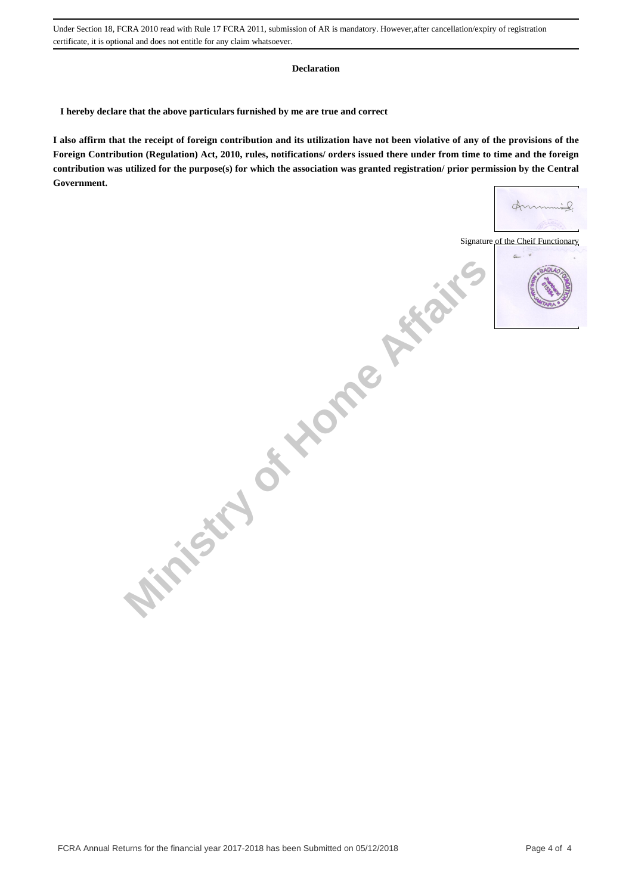Under Section 18, FCRA 2010 read with Rule 17 FCRA 2011, submission of AR is mandatory. However,after cancellation/expiry of registration certificate, it is optional and does not entitle for any claim whatsoever.

**Declaration**

**I hereby declare that the above particulars furnished by me are true and correct**

**I also affirm that the receipt of foreign contribution and its utilization have not been violative of any of the provisions of the Foreign Contribution (Regulation) Act, 2010, rules, notifications/ orders issued there under from time to time and the foreign contribution was utilized for the purpose(s) for which the association was granted registration/ prior permission by the Central Government.**

Signature of the Cheif Functionary

FCRA Annual Returns for the financial year 2017-2018 has been Submitted on 05/12/2018